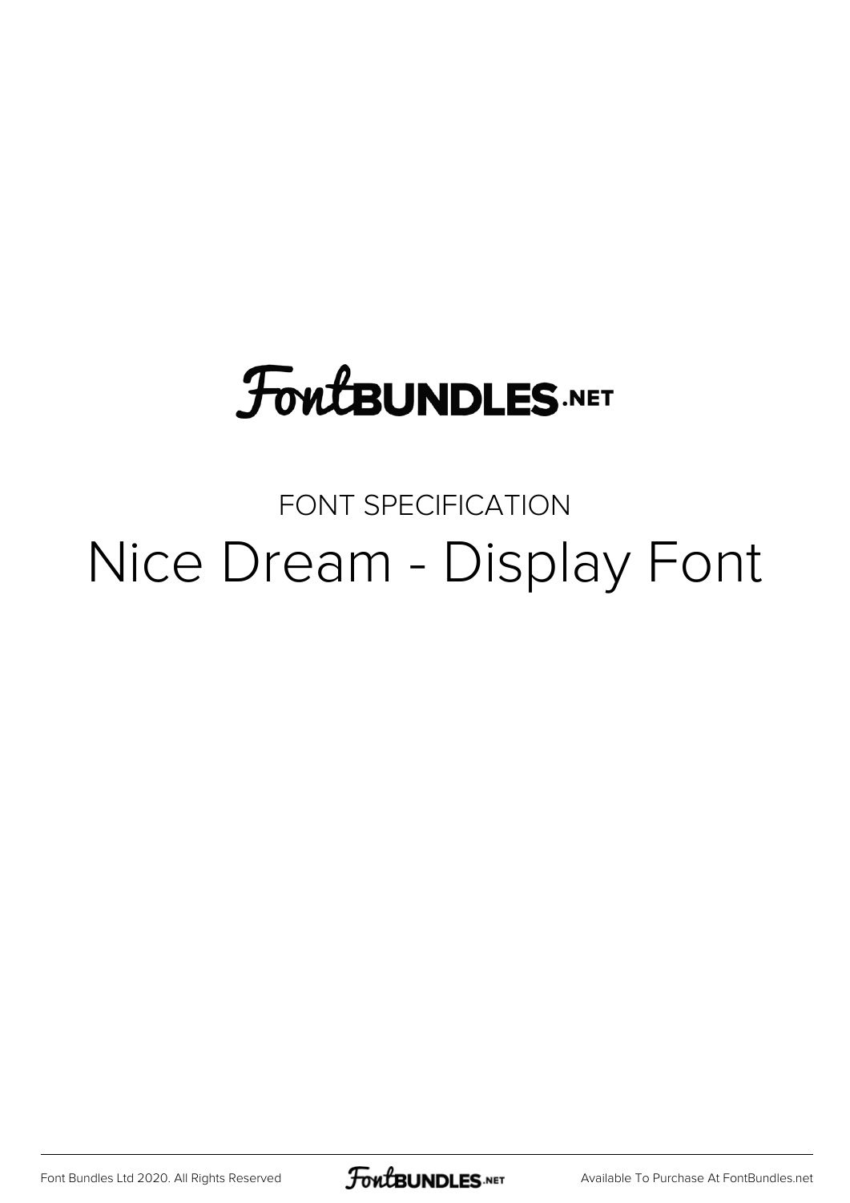FontBUNDLES.NET

FONT SPECIFICATION

# Nice Dream - Display Font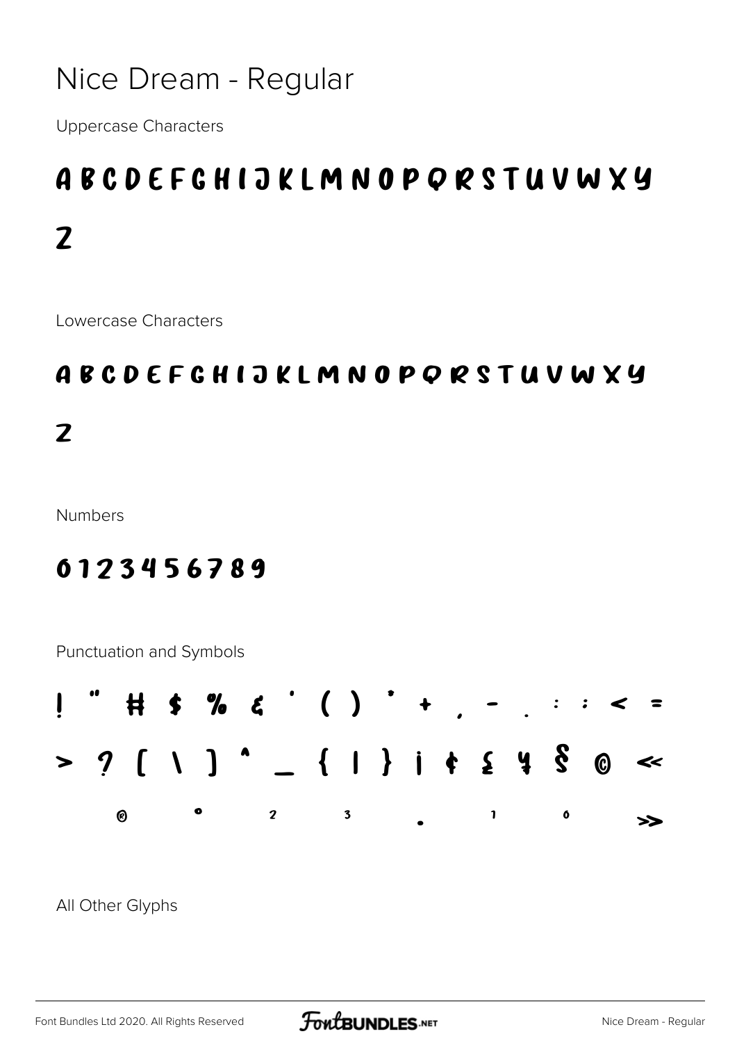# Nice Dream - Regular

Uppercase Characters

A B C D E F G H I J K L M N O P Q R S T U V W X Y Z

Lowercase Characters

a b c d e f g h i j k l m n o p q r s t u v w x y z

Numbers

0 1 2 3 4 5 6 7 8 9

Punctuation and Symbols

! " # $ % & ' ( ) * + , - . : ; < =

> ? [ \ ] ^ _ { | } ¡ ¢ £ ¥ § © «

® ° ² ³ · ¹ º »

All Other Glyphs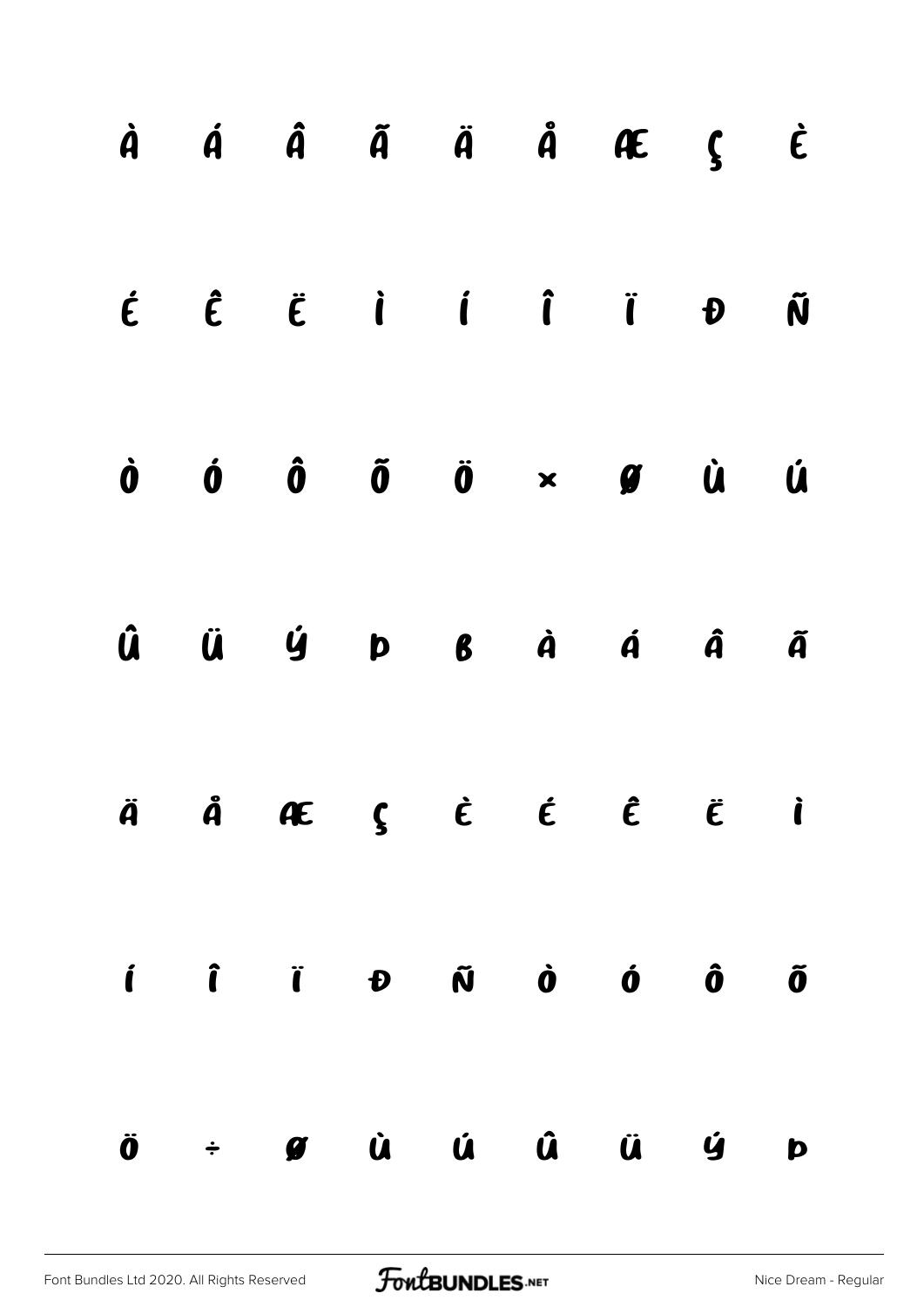À Á Â Ã Ä Å Æ Ç È

É Ê Ë Ì Í Î Ï Ð Ñ

Ò Ó Ô Õ Ö × Ø Ù Ú

Û Ü Ý Þ ß à á â ã

ä å æ ç è é ê ë ì

í î ï ð ñ ò ó ô õ

ö ÷ ø ù ú û ü ý þ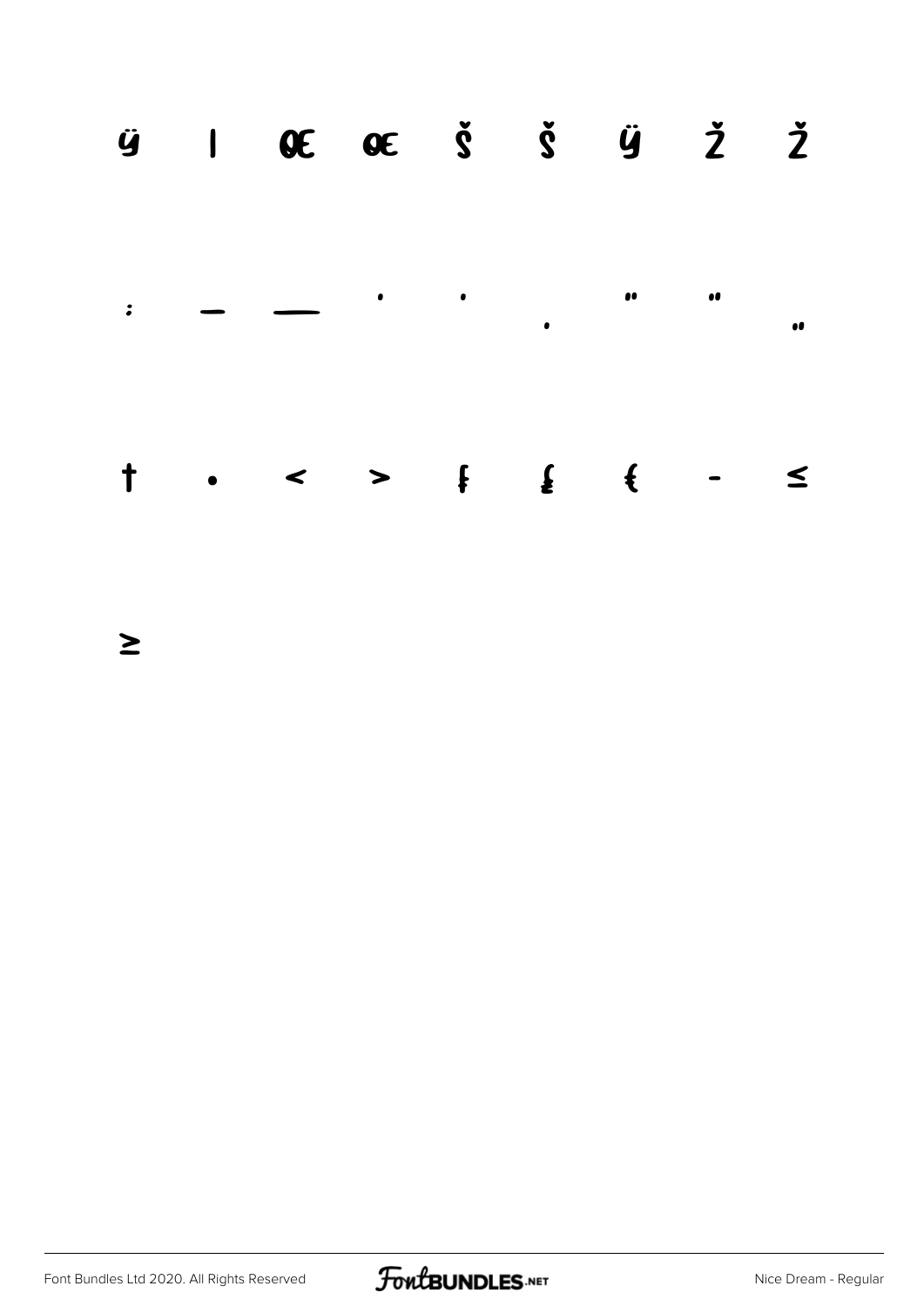ÿ ı Œ œ Š š Ÿ Ž ž

; – — ' ' ‚ " " „

† • ‹ › ƒ ‰ € - ≤

≥